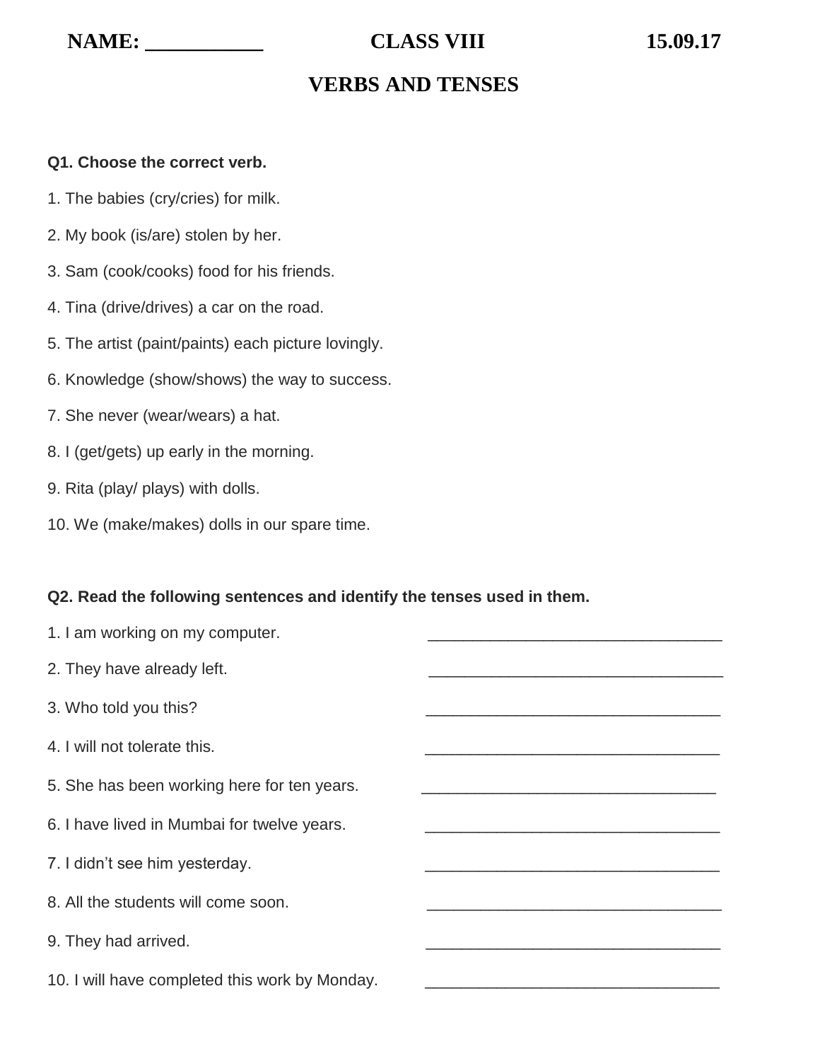**NAME: ___________ CLASS VIII 15.09.17**

# VERBS AND TENSES

**Q1. Choose the correct verb.**

1. The babies (cry/cries) for milk.
2. My book (is/are) stolen by her.
3. Sam (cook/cooks) food for his friends.
4. Tina (drive/drives) a car on the road.
5. The artist (paint/paints) each picture lovingly.
6. Knowledge (show/shows) the way to success.
7. She never (wear/wears) a hat.
8. I (get/gets) up early in the morning.
9. Rita (play/ plays) with dolls.
10. We (make/makes) dolls in our spare time.

**Q2. Read the following sentences and identify the tenses used in them.**

1. I am working on my computer. _________________________________
2. They have already left. _________________________________
3. Who told you this? _________________________________
4. I will not tolerate this. _________________________________
5. She has been working here for ten years. _________________________________
6. I have lived in Mumbai for twelve years. _________________________________
7. I didn’t see him yesterday. _________________________________
8. All the students will come soon. _________________________________
9. They had arrived. _________________________________
10. I will have completed this work by Monday. _________________________________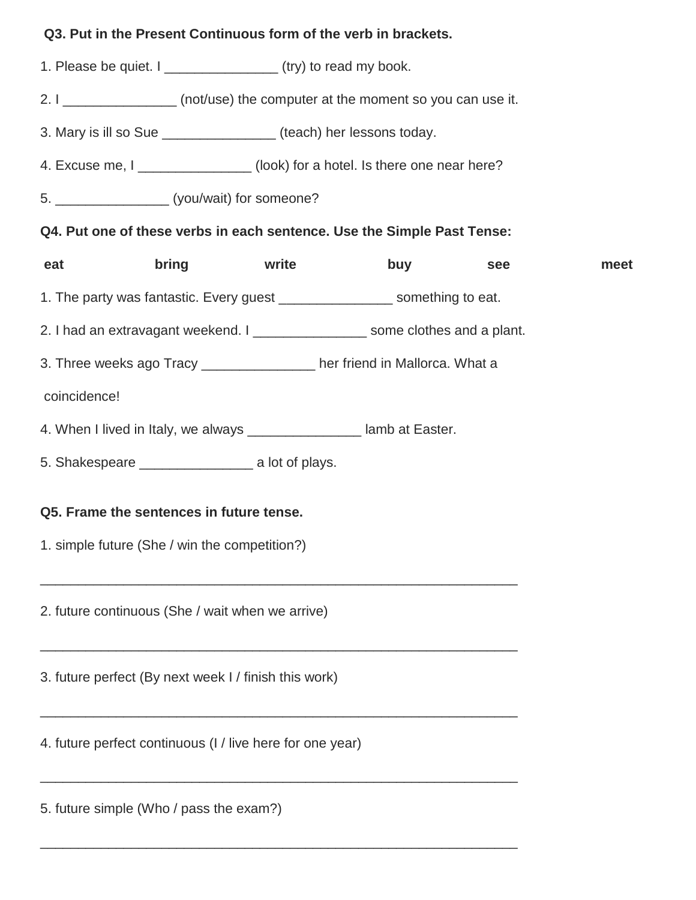**Q3. Put in the Present Continuous form of the verb in brackets.**

1. Please be quiet. I _______________ (try) to read my book.

2. I _______________ (not/use) the computer at the moment so you can use it.

3. Mary is ill so Sue _______________ (teach) her lessons today.

4. Excuse me, I _______________ (look) for a hotel. Is there one near here?

5. _______________ (you/wait) for someone?

**Q4. Put one of these verbs in each sentence. Use the Simple Past Tense:**

**eat** **bring** **write** **buy** **see** **meet**

1. The party was fantastic. Every guest _______________ something to eat.

2. I had an extravagant weekend. I _______________ some clothes and a plant.

3. Three weeks ago Tracy _______________ her friend in Mallorca. What a coincidence!

4. When I lived in Italy, we always _______________ lamb at Easter.

5. Shakespeare _______________ a lot of plays.

**Q5. Frame the sentences in future tense.**

1. simple future (She / win the competition?)

_________________________________________________________________

2. future continuous (She / wait when we arrive)

_________________________________________________________________

3. future perfect (By next week I / finish this work)

_________________________________________________________________

4. future perfect continuous (I / live here for one year)

_________________________________________________________________

5. future simple (Who / pass the exam?)

_________________________________________________________________